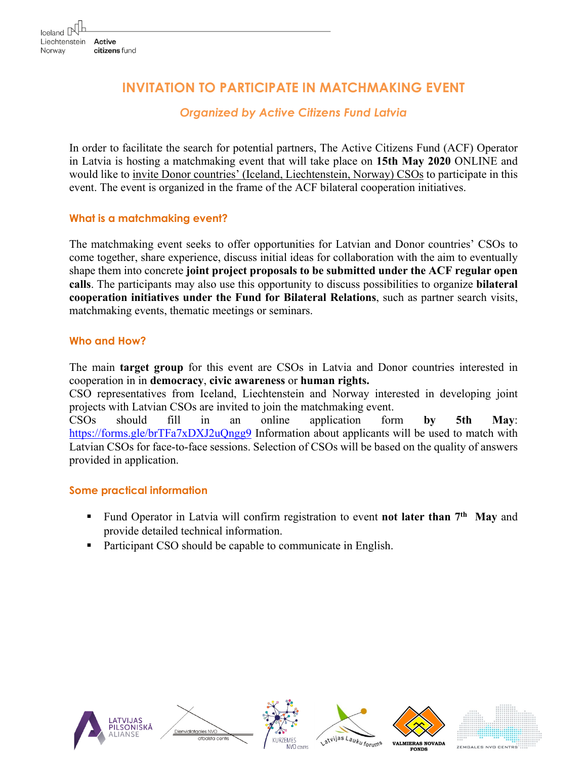# INVITATION TO PARTICIPATE IN MATCHMAKING EVENT

*Organized by Active Citizens Fund Latvia*

In order to facilitate the search for potential partners, The Active Citizens Fund (ACF) Operator in Latvia is hosting a matchmaking event that will take place on **15th May 2020** ONLINE and would like to invite Donor countries' (Iceland, Liechtenstein, Norway) CSOs to participate in this event. The event is organized in the frame of the ACF bilateral cooperation initiatives.

### What is a matchmaking event?

The matchmaking event seeks to offer opportunities for Latvian and Donor countries' CSOs to come together, share experience, discuss initial ideas for collaboration with the aim to eventually shape them into concrete **joint project proposals to be submitted under the ACF regular open calls**. The participants may also use this opportunity to discuss possibilities to organize **bilateral cooperation initiatives under the Fund for Bilateral Relations**, such as partner search visits, matchmaking events, thematic meetings or seminars.

### Who and How?

The main **target group** for this event are CSOs in Latvia and Donor countries interested in cooperation in in **democracy**, **civic awareness** or **human rights.**
CSO representatives from Iceland, Liechtenstein and Norway interested in developing joint projects with Latvian CSOs are invited to join the matchmaking event.
CSOs should fill in an online application form **by 5th May**: https://forms.gle/brTFa7xDXJ2uQngg9 Information about applicants will be used to match with Latvian CSOs for face-to-face sessions. Selection of CSOs will be based on the quality of answers provided in application.

### Some practical information

- Fund Operator in Latvia will confirm registration to event **not later than 7th May** and provide detailed technical information.
- Participant CSO should be capable to communicate in English.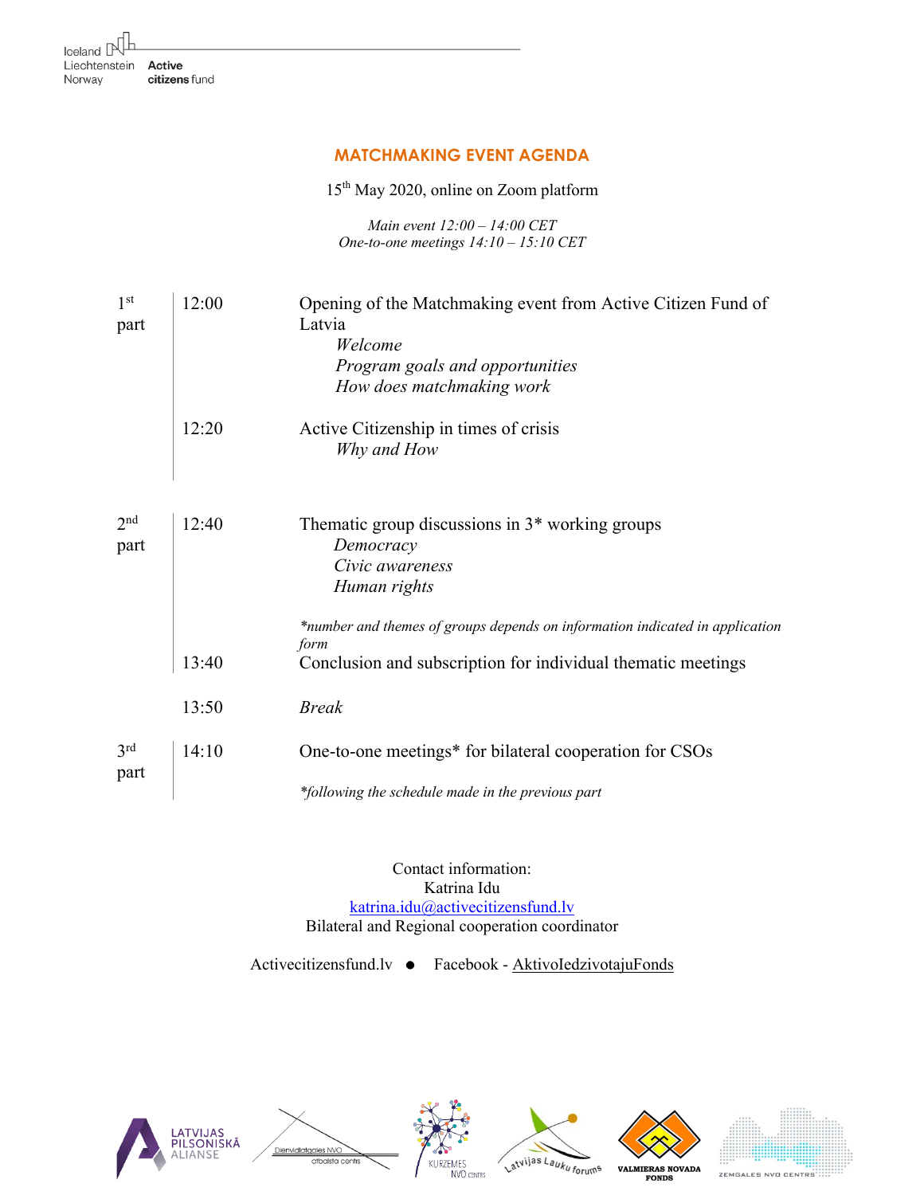## MATCHMAKING EVENT AGENDA

15th May 2020, online on Zoom platform

*Main event 12:00 – 14:00 CET*
*One-to-one meetings 14:10 – 15:10 CET*

| | | |
|---|---|---|
| 1st part | 12:00 | Opening of the Matchmaking event from Active Citizen Fund of Latvia<br>*Welcome*<br>*Program goals and opportunities*<br>*How does matchmaking work* |
| | 12:20 | Active Citizenship in times of crisis<br>*Why and How* |
| 2nd part | 12:40 | Thematic group discussions in 3* working groups<br>*Democracy*<br>*Civic awareness*<br>*Human rights*<br><br>**number and themes of groups depends on information indicated in application form* |
| | 13:40 | Conclusion and subscription for individual thematic meetings |
| | 13:50 | *Break* |
| 3rd part | 14:10 | One-to-one meetings* for bilateral cooperation for CSOs<br><br>**following the schedule made in the previous part* |

Contact information:
Katrina Idu
katrina.idu@activecitizensfund.lv
Bilateral and Regional cooperation coordinator

Activecitizensfund.lv ● Facebook - AktivoIedzivotajuFonds